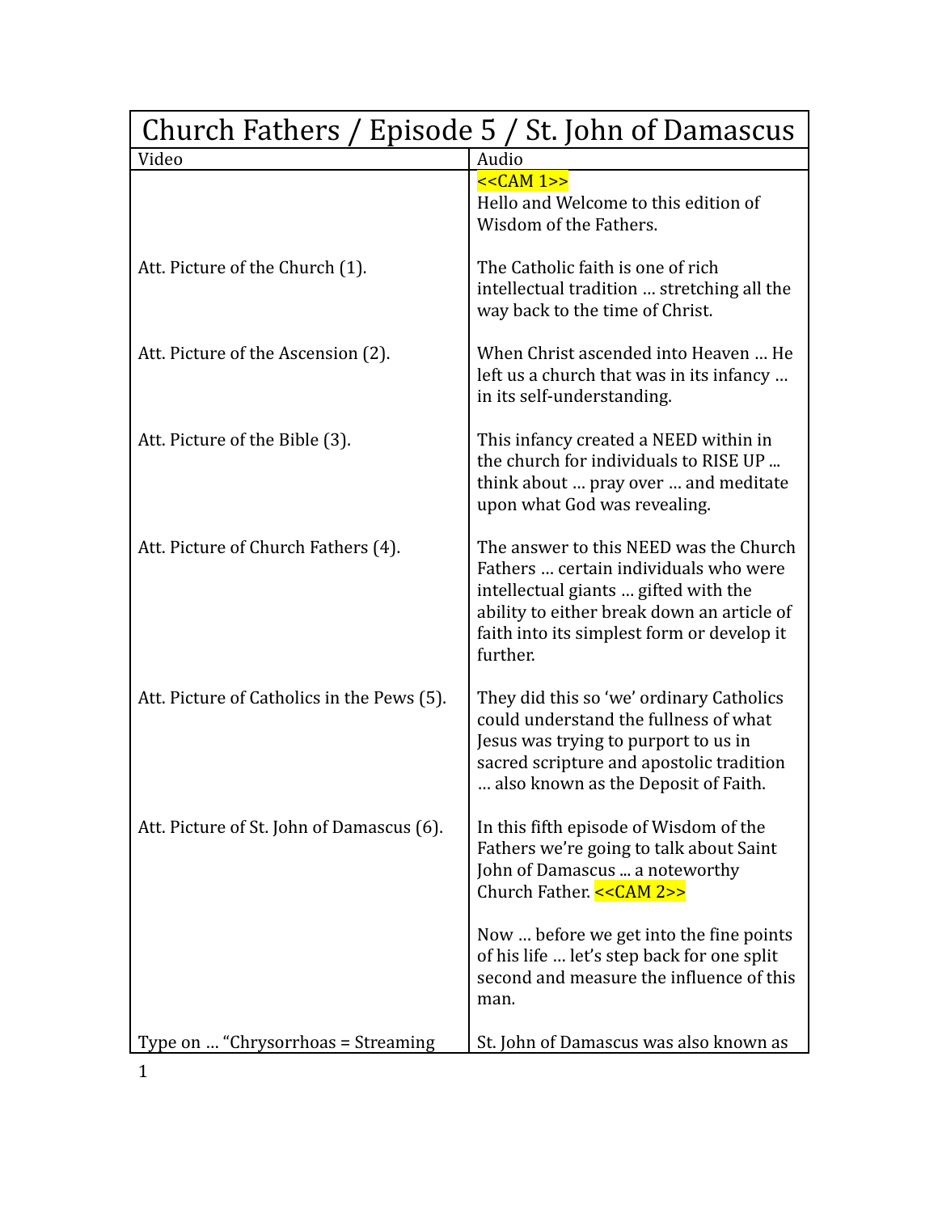| Church Fathers / Episode 5 / St. John of Damascus | |
|---|---|
| Video | Audio |
| | <<CAM 1>> Hello and Welcome to this edition of Wisdom of the Fathers. |
| Att. Picture of the Church (1). | The Catholic faith is one of rich intellectual tradition … stretching all the way back to the time of Christ. |
| Att. Picture of the Ascension (2). | When Christ ascended into Heaven … He left us a church that was in its infancy … in its self-understanding. |
| Att. Picture of the Bible (3). | This infancy created a NEED within in the church for individuals to RISE UP ... think about … pray over … and meditate upon what God was revealing. |
| Att. Picture of Church Fathers (4). | The answer to this NEED was the Church Fathers … certain individuals who were intellectual giants … gifted with the ability to either break down an article of faith into its simplest form or develop it further. |
| Att. Picture of Catholics in the Pews (5). | They did this so 'we' ordinary Catholics could understand the fullness of what Jesus was trying to purport to us in sacred scripture and apostolic tradition … also known as the Deposit of Faith. |
| Att. Picture of St. John of Damascus (6). | In this fifth episode of Wisdom of the Fathers we're going to talk about Saint John of Damascus ... a noteworthy Church Father. <<CAM 2>> |
| | Now … before we get into the fine points of his life … let's step back for one split second and measure the influence of this man. |
| Type on … "Chrysorrhoas = Streaming | St. John of Damascus was also known as |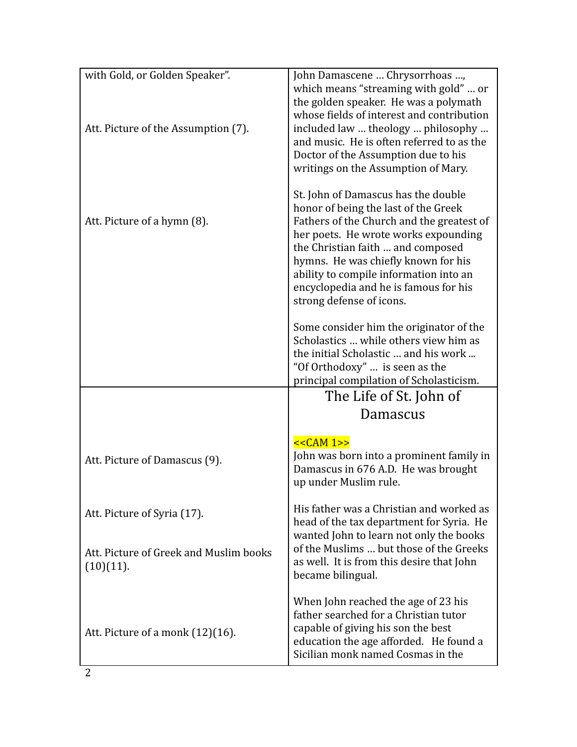| with Gold, or Golden Speaker". | John Damascene … Chrysorrhoas …, which means "streaming with gold" … or the golden speaker. He was a polymath whose fields of interest and contribution included law … theology … philosophy … and music. He is often referred to as the Doctor of the Assumption due to his writings on the Assumption of Mary. |
|---|---|
| Att. Picture of the Assumption (7). | |
| Att. Picture of a hymn (8). | St. John of Damascus has the double honor of being the last of the Greek Fathers of the Church and the greatest of her poets. He wrote works expounding the Christian faith … and composed hymns. He was chiefly known for his ability to compile information into an encyclopedia and he is famous for his strong defense of icons. |
| | Some consider him the originator of the Scholastics … while others view him as the initial Scholastic … and his work ... "Of Orthodoxy" … is seen as the principal compilation of Scholasticism. |
| | **The Life of St. John of Damascus** |
| Att. Picture of Damascus (9). | <<CAM 1>><br>John was born into a prominent family in Damascus in 676 A.D. He was brought up under Muslim rule. |
| Att. Picture of Syria (17).<br><br>Att. Picture of Greek and Muslim books (10)(11). | His father was a Christian and worked as head of the tax department for Syria. He wanted John to learn not only the books of the Muslims … but those of the Greeks as well. It is from this desire that John became bilingual. |
| Att. Picture of a monk (12)(16). | When John reached the age of 23 his father searched for a Christian tutor capable of giving his son the best education the age afforded. He found a Sicilian monk named Cosmas in the |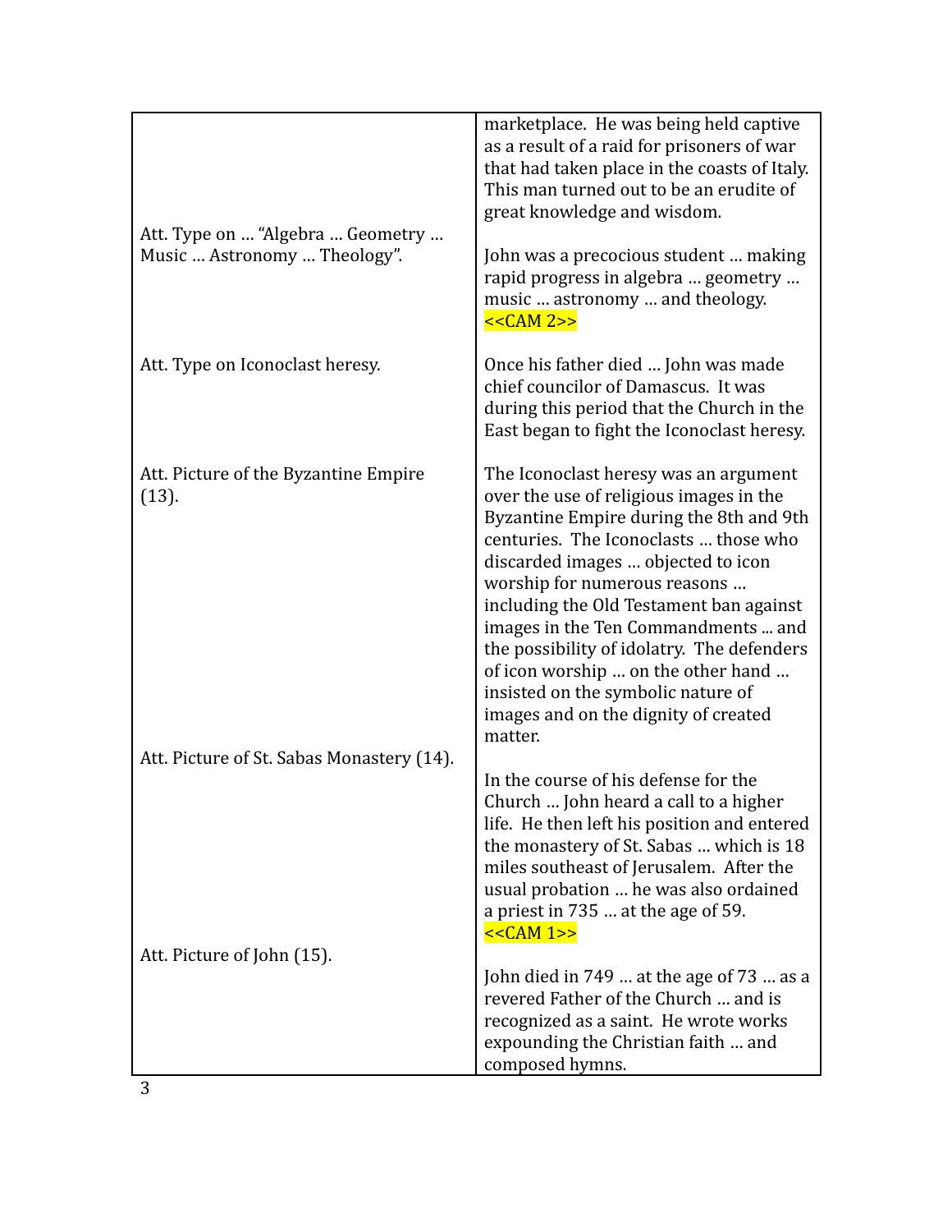| | |
|---|---|
| | marketplace. He was being held captive as a result of a raid for prisoners of war that had taken place in the coasts of Italy. This man turned out to be an erudite of great knowledge and wisdom. |
| Att. Type on … "Algebra … Geometry … Music … Astronomy … Theology". | John was a precocious student … making rapid progress in algebra … geometry … music … astronomy … and theology. <<CAM 2>> |
| Att. Type on Iconoclast heresy. | Once his father died … John was made chief councilor of Damascus. It was during this period that the Church in the East began to fight the Iconoclast heresy. |
| Att. Picture of the Byzantine Empire (13). | The Iconoclast heresy was an argument over the use of religious images in the Byzantine Empire during the 8th and 9th centuries. The Iconoclasts … those who discarded images … objected to icon worship for numerous reasons … including the Old Testament ban against images in the Ten Commandments ... and the possibility of idolatry. The defenders of icon worship … on the other hand … insisted on the symbolic nature of images and on the dignity of created matter. |
| Att. Picture of St. Sabas Monastery (14). | In the course of his defense for the Church … John heard a call to a higher life. He then left his position and entered the monastery of St. Sabas … which is 18 miles southeast of Jerusalem. After the usual probation … he was also ordained a priest in 735 … at the age of 59. <<CAM 1>> |
| Att. Picture of John (15). | John died in 749 … at the age of 73 … as a revered Father of the Church … and is recognized as a saint. He wrote works expounding the Christian faith … and composed hymns. |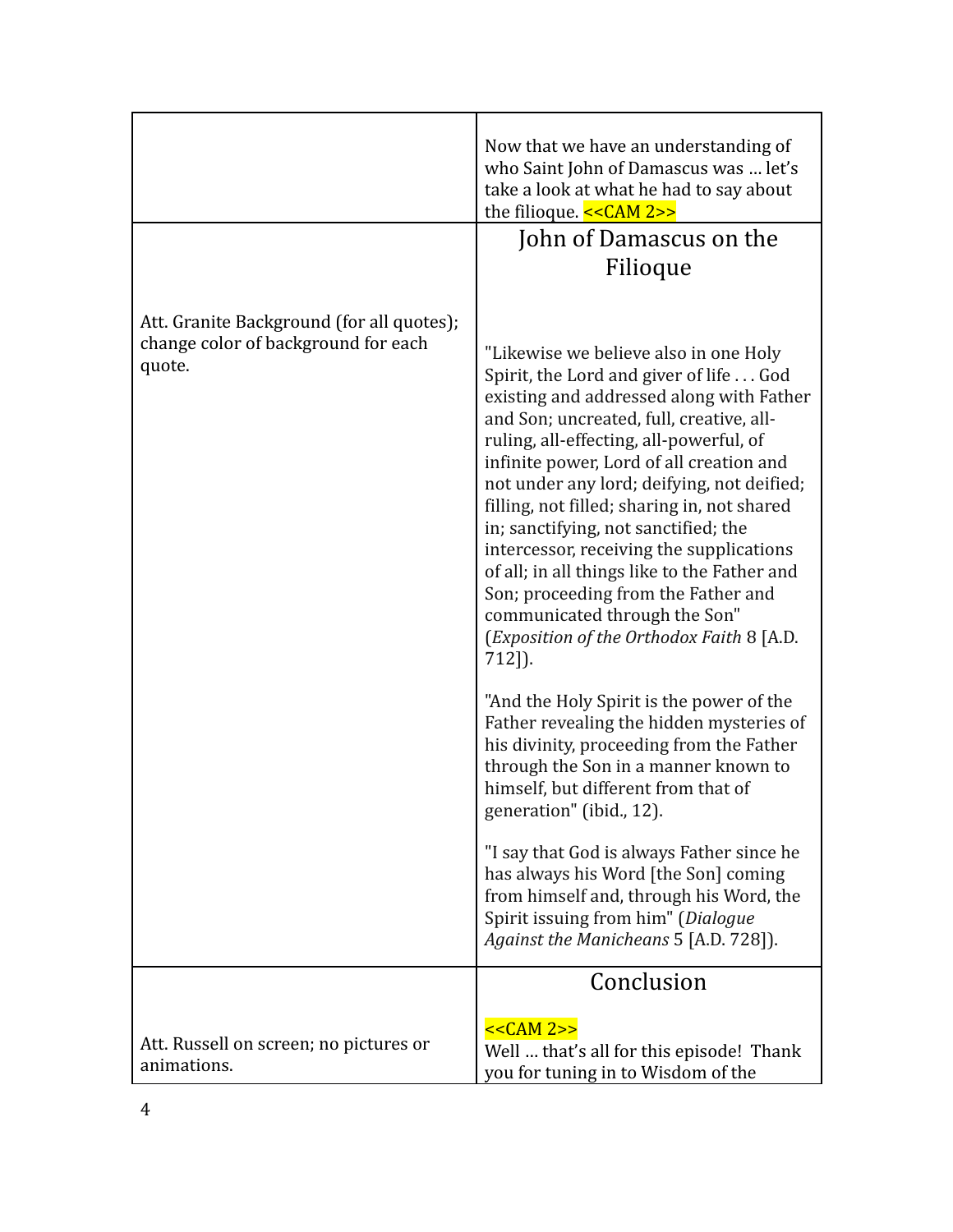| | |
|---|---|
| | Now that we have an understanding of who Saint John of Damascus was … let's take a look at what he had to say about the filioque. <<CAM 2>> |
| Att. Granite Background (for all quotes); change color of background for each quote. | John of Damascus on the Filioque<br><br>"Likewise we believe also in one Holy Spirit, the Lord and giver of life . . . God existing and addressed along with Father and Son; uncreated, full, creative, all-ruling, all-effecting, all-powerful, of infinite power, Lord of all creation and not under any lord; deifying, not deified; filling, not filled; sharing in, not shared in; sanctifying, not sanctified; the intercessor, receiving the supplications of all; in all things like to the Father and Son; proceeding from the Father and communicated through the Son" (*Exposition of the Orthodox Faith* 8 [A.D. 712]).<br><br>"And the Holy Spirit is the power of the Father revealing the hidden mysteries of his divinity, proceeding from the Father through the Son in a manner known to himself, but different from that of generation" (ibid., 12).<br><br>"I say that God is always Father since he has always his Word [the Son] coming from himself and, through his Word, the Spirit issuing from him" (*Dialogue Against the Manicheans* 5 [A.D. 728]). |
| Att. Russell on screen; no pictures or animations. | Conclusion<br><br><<CAM 2>><br>Well … that's all for this episode! Thank you for tuning in to Wisdom of the |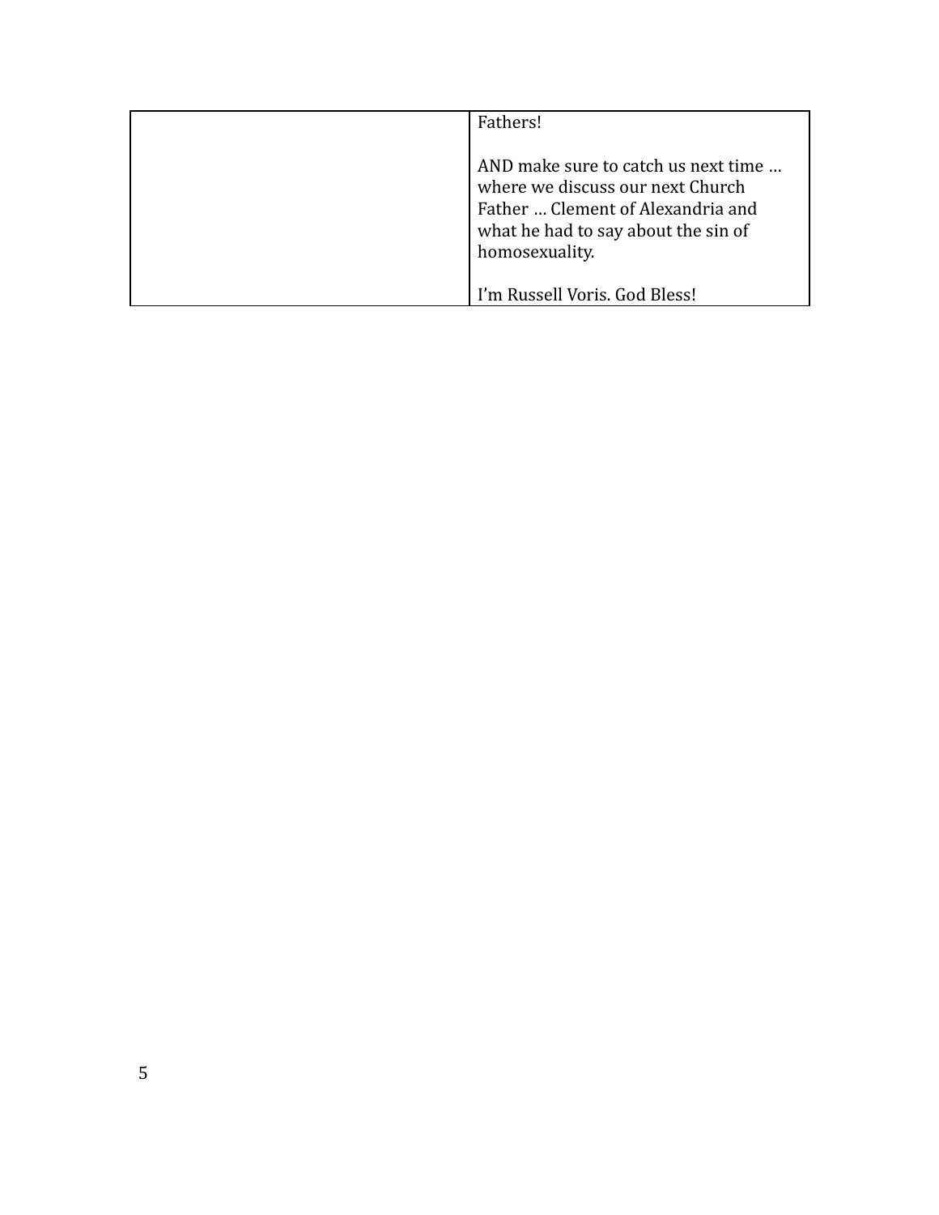| | |
|---|---|
| | Fathers!<br><br>AND make sure to catch us next time … where we discuss our next Church Father … Clement of Alexandria and what he had to say about the sin of homosexuality.<br><br>I'm Russell Voris. God Bless! |